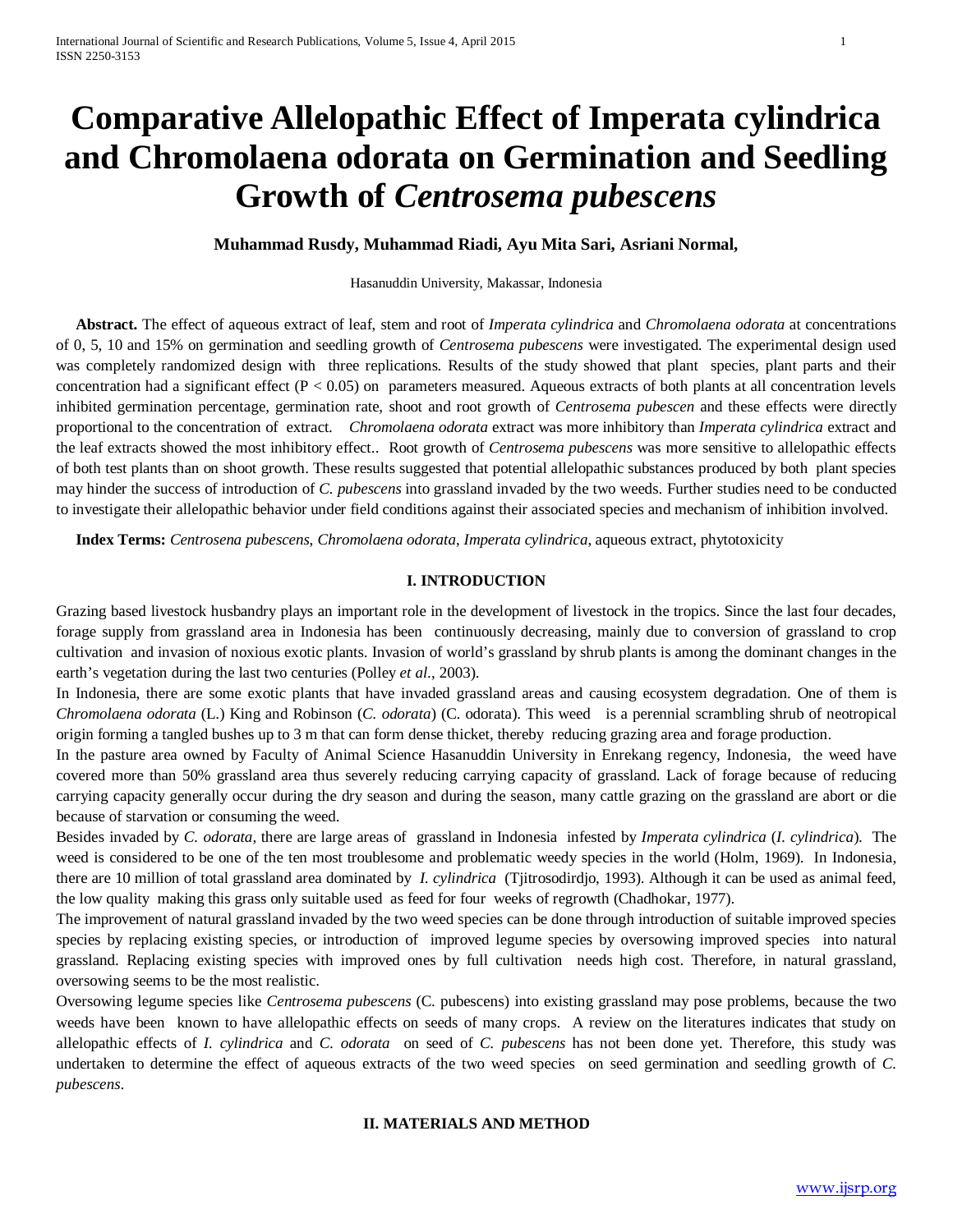# Comparative Allelopathic Effect of Imperata cylindrica and Chromolaena odorata on Germination and Seedling Growth of *Centrosema pubescens*

**Muhammad Rusdy, Muhammad Riadi, Ayu Mita Sari, Asriani Normal,**

Hasanuddin University, Makassar, Indonesia

**Abstract.** The effect of aqueous extract of leaf, stem and root of *Imperata cylindrica* and *Chromolaena odorata* at concentrations of 0, 5, 10 and 15% on germination and seedling growth of *Centrosema pubescens* were investigated. The experimental design used was completely randomized design with three replications. Results of the study showed that plant species, plant parts and their concentration had a significant effect ($P < 0.05$) on parameters measured. Aqueous extracts of both plants at all concentration levels inhibited germination percentage, germination rate, shoot and root growth of *Centrosema pubescen* and these effects were directly proportional to the concentration of extract. *Chromolaena odorata* extract was more inhibitory than *Imperata cylindrica* extract and the leaf extracts showed the most inhibitory effect.. Root growth of *Centrosema pubescens* was more sensitive to allelopathic effects of both test plants than on shoot growth. These results suggested that potential allelopathic substances produced by both plant species may hinder the success of introduction of *C. pubescens* into grassland invaded by the two weeds. Further studies need to be conducted to investigate their allelopathic behavior under field conditions against their associated species and mechanism of inhibition involved.

**Index Terms:** *Centrosena pubescens, Chromolaena odorata*, *Imperata cylindrica*, aqueous extract, phytotoxicity

## I. INTRODUCTION

Grazing based livestock husbandry plays an important role in the development of livestock in the tropics. Since the last four decades, forage supply from grassland area in Indonesia has been continuously decreasing, mainly due to conversion of grassland to crop cultivation and invasion of noxious exotic plants. Invasion of world's grassland by shrub plants is among the dominant changes in the earth's vegetation during the last two centuries (Polley *et al.*, 2003).

In Indonesia, there are some exotic plants that have invaded grassland areas and causing ecosystem degradation. One of them is *Chromolaena odorata* (L.) King and Robinson (*C. odorata*) (C. odorata). This weed is a perennial scrambling shrub of neotropical origin forming a tangled bushes up to 3 m that can form dense thicket, thereby reducing grazing area and forage production.

In the pasture area owned by Faculty of Animal Science Hasanuddin University in Enrekang regency, Indonesia, the weed have covered more than 50% grassland area thus severely reducing carrying capacity of grassland. Lack of forage because of reducing carrying capacity generally occur during the dry season and during the season, many cattle grazing on the grassland are abort or die because of starvation or consuming the weed.

Besides invaded by *C. odorata*, there are large areas of grassland in Indonesia infested by *Imperata cylindrica* (*I. cylindrica*). The weed is considered to be one of the ten most troublesome and problematic weedy species in the world (Holm, 1969). In Indonesia, there are 10 million of total grassland area dominated by *I. cylindrica* (Tjitrosodirdjo, 1993). Although it can be used as animal feed, the low quality making this grass only suitable used as feed for four weeks of regrowth (Chadhokar, 1977).

The improvement of natural grassland invaded by the two weed species can be done through introduction of suitable improved species species by replacing existing species, or introduction of improved legume species by oversowing improved species into natural grassland. Replacing existing species with improved ones by full cultivation needs high cost. Therefore, in natural grassland, oversowing seems to be the most realistic.

Oversowing legume species like *Centrosema pubescens* (C. pubescens) into existing grassland may pose problems, because the two weeds have been known to have allelopathic effects on seeds of many crops. A review on the literatures indicates that study on allelopathic effects of *I. cylindrica* and *C. odorata* on seed of *C. pubescens* has not been done yet. Therefore, this study was undertaken to determine the effect of aqueous extracts of the two weed species on seed germination and seedling growth of *C. pubescens*.

## II. MATERIALS AND METHOD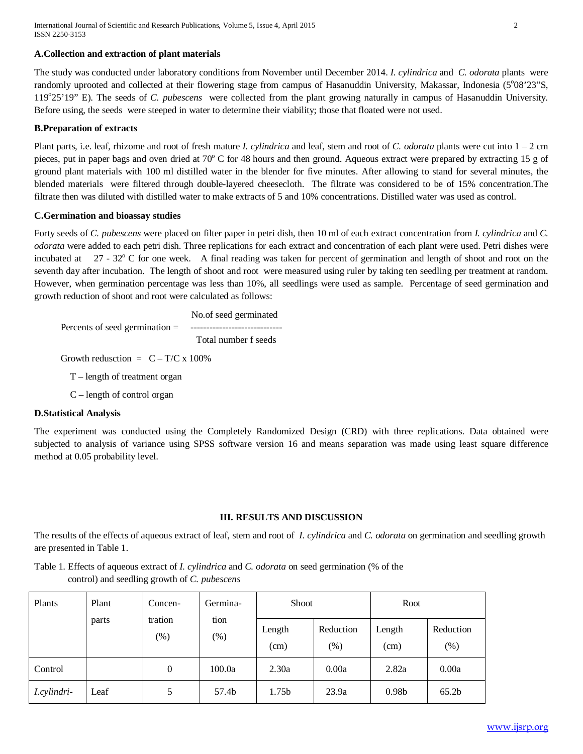### A.Collection and extraction of plant materials

The study was conducted under laboratory conditions from November until December 2014. *I. cylindrica* and *C. odorata* plants were randomly uprooted and collected at their flowering stage from campus of Hasanuddin University, Makassar, Indonesia ($5^o$08'23"S, $119^o$25'19" E). The seeds of *C. pubescens* were collected from the plant growing naturally in campus of Hasanuddin University. Before using, the seeds were steeped in water to determine their viability; those that floated were not used.

### B.Preparation of extracts

Plant parts, i.e. leaf, rhizome and root of fresh mature *I. cylindrica* and leaf, stem and root of *C. odorata* plants were cut into 1 – 2 cm pieces, put in paper bags and oven dried at $70^o$ C for 48 hours and then ground. Aqueous extract were prepared by extracting 15 g of ground plant materials with 100 ml distilled water in the blender for five minutes. After allowing to stand for several minutes, the blended materials were filtered through double-layered cheesecloth. The filtrate was considered to be of 15% concentration.The filtrate then was diluted with distilled water to make extracts of 5 and 10% concentrations. Distilled water was used as control.

### C.Germination and bioassay studies

Forty seeds of *C. pubescens* were placed on filter paper in petri dish, then 10 ml of each extract concentration from *I. cylindrica* and *C. odorata* were added to each petri dish. Three replications for each extract and concentration of each plant were used. Petri dishes were incubated at 27 - $32^o$ C for one week. A final reading was taken for percent of germination and length of shoot and root on the seventh day after incubation. The length of shoot and root were measured using ruler by taking ten seedling per treatment at random. However, when germination percentage was less than 10%, all seedlings were used as sample. Percentage of seed germination and growth reduction of shoot and root were calculated as follows:

$$\text{Percents of seed germination} = \frac{\text{No.of seed germinated}}{\text{Total number f seeds}}$$

Growth redusction = C – T/C x 100%

T – length of treatment organ

C – length of control organ

### D.Statistical Analysis

The experiment was conducted using the Completely Randomized Design (CRD) with three replications. Data obtained were subjected to analysis of variance using SPSS software version 16 and means separation was made using least square difference method at 0.05 probability level.

## III. RESULTS AND DISCUSSION

The results of the effects of aqueous extract of leaf, stem and root of *I. cylindrica* and *C. odorata* on germination and seedling growth are presented in Table 1.

Table 1. Effects of aqueous extract of *I. cylindrica* and *C. odorata* on seed germination (% of the control) and seedling growth of *C. pubescens*

| Plants | Plant parts | Concen-tration (%) | Germina-tion (%) | Shoot | | Root | |
|---|---|---|---|---|---|---|---|
| | | | | Length (cm) | Reduction (%) | Length (cm) | Reduction (%) |
| Control | | 0 | 100.0a | 2.30a | 0.00a | 2.82a | 0.00a |
| *I.cylindri-* | Leaf | 5 | 57.4b | 1.75b | 23.9a | 0.98b | 65.2b |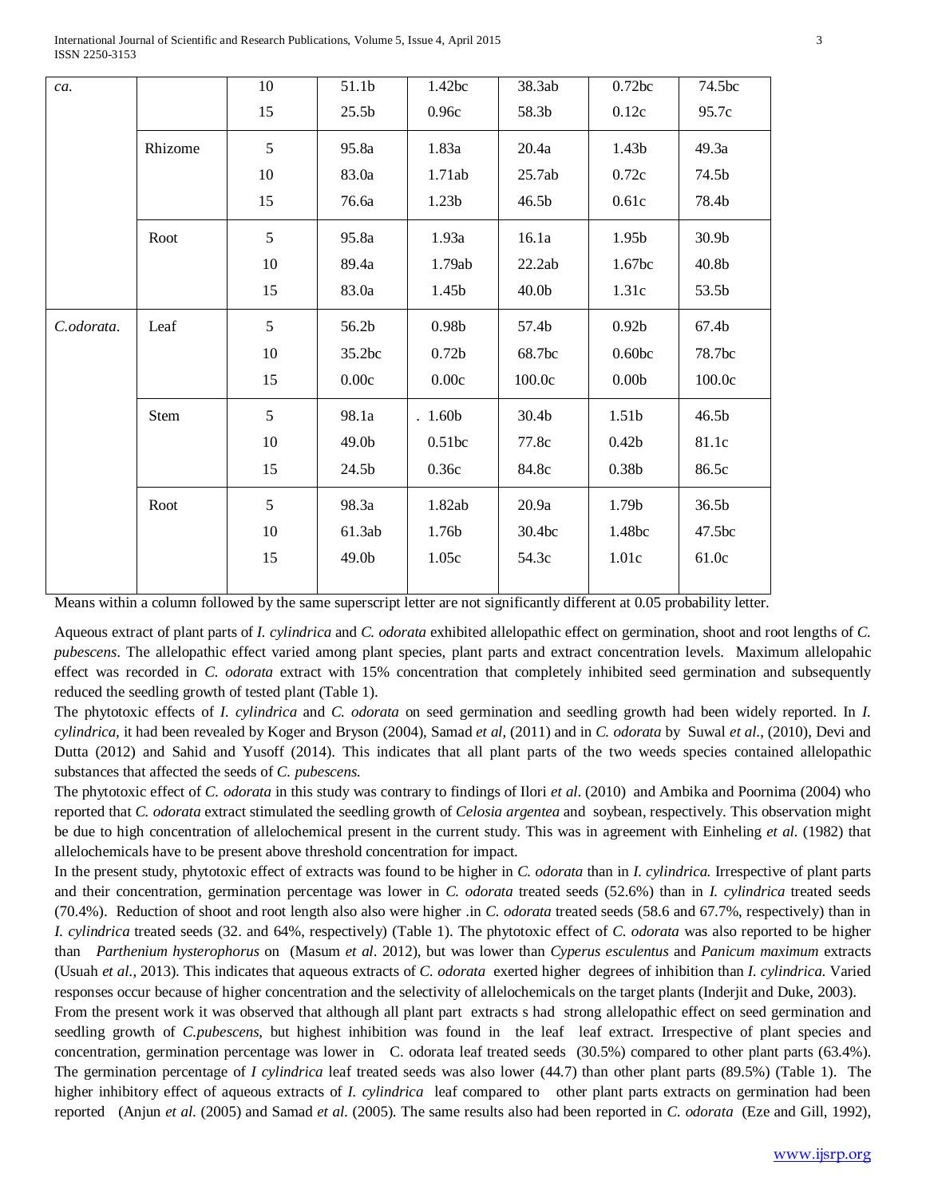| | | | | | | | |
|---|---|---|---|---|---|---|---|
| *ca.* | | 10 | 51.1b | 1.42bc | 38.3ab | 0.72bc | 74.5bc |
| | | 15 | 25.5b | 0.96c | 58.3b | 0.12c | 95.7c |
| | Rhizome | 5 | 95.8a | 1.83a | 20.4a | 1.43b | 49.3a |
| | | 10 | 83.0a | 1.71ab | 25.7ab | 0.72c | 74.5b |
| | | 15 | 76.6a | 1.23b | 46.5b | 0.61c | 78.4b |
| | Root | 5 | 95.8a | 1.93a | 16.1a | 1.95b | 30.9b |
| | | 10 | 89.4a | 1.79ab | 22.2ab | 1.67bc | 40.8b |
| | | 15 | 83.0a | 1.45b | 40.0b | 1.31c | 53.5b |
| *C.odorata*. | Leaf | 5 | 56.2b | 0.98b | 57.4b | 0.92b | 67.4b |
| | | 10 | 35.2bc | 0.72b | 68.7bc | 0.60bc | 78.7bc |
| | | 15 | 0.00c | 0.00c | 100.0c | 0.00b | 100.0c |
| | Stem | 5 | 98.1a | . 1.60b | 30.4b | 1.51b | 46.5b |
| | | 10 | 49.0b | 0.51bc | 77.8c | 0.42b | 81.1c |
| | | 15 | 24.5b | 0.36c | 84.8c | 0.38b | 86.5c |
| | Root | 5 | 98.3a | 1.82ab | 20.9a | 1.79b | 36.5b |
| | | 10 | 61.3ab | 1.76b | 30.4bc | 1.48bc | 47.5bc |
| | | 15 | 49.0b | 1.05c | 54.3c | 1.01c | 61.0c |

Means within a column followed by the same superscript letter are not significantly different at 0.05 probability letter.

Aqueous extract of plant parts of *I. cylindrica* and *C. odorata* exhibited allelopathic effect on germination, shoot and root lengths of *C. pubescens*. The allelopathic effect varied among plant species, plant parts and extract concentration levels. Maximum allelopahic effect was recorded in *C. odorata* extract with 15% concentration that completely inhibited seed germination and subsequently reduced the seedling growth of tested plant (Table 1).

The phytotoxic effects of *I. cylindrica* and *C. odorata* on seed germination and seedling growth had been widely reported. In *I. cylindrica,* it had been revealed by Koger and Bryson (2004), Samad *et al*, (2011) and in *C. odorata* by Suwal *et al*., (2010), Devi and Dutta (2012) and Sahid and Yusoff (2014). This indicates that all plant parts of the two weeds species contained allelopathic substances that affected the seeds of *C. pubescens.*

The phytotoxic effect of *C. odorata* in this study was contrary to findings of Ilori *et al*. (2010) and Ambika and Poornima (2004) who reported that *C. odorata* extract stimulated the seedling growth of *Celosia argentea* and soybean, respectively. This observation might be due to high concentration of allelochemical present in the current study. This was in agreement with Einheling *et al*. (1982) that allelochemicals have to be present above threshold concentration for impact.

In the present study, phytotoxic effect of extracts was found to be higher in *C. odorata* than in *I. cylindrica.* Irrespective of plant parts and their concentration, germination percentage was lower in *C. odorata* treated seeds (52.6%) than in *I. cylindrica* treated seeds (70.4%). Reduction of shoot and root length also also were higher .in *C. odorata* treated seeds (58.6 and 67.7%, respectively) than in *I. cylindrica* treated seeds (32. and 64%, respectively) (Table 1). The phytotoxic effect of *C. odorata* was also reported to be higher than *Parthenium hysterophorus* on (Masum *et al*. 2012), but was lower than *Cyperus esculentus* and *Panicum maximum* extracts (Usuah *et al.*, 2013). This indicates that aqueous extracts of *C. odorata* exerted higher degrees of inhibition than *I. cylindrica.* Varied responses occur because of higher concentration and the selectivity of allelochemicals on the target plants (Inderjit and Duke, 2003).

From the present work it was observed that although all plant part extracts s had strong allelopathic effect on seed germination and seedling growth of *C.pubescens*, but highest inhibition was found in the leaf leaf extract. Irrespective of plant species and concentration, germination percentage was lower in C. odorata leaf treated seeds (30.5%) compared to other plant parts (63.4%). The germination percentage of *I cylindrica* leaf treated seeds was also lower (44.7) than other plant parts (89.5%) (Table 1). The higher inhibitory effect of aqueous extracts of *I. cylindrica* leaf compared to other plant parts extracts on germination had been reported (Anjun *et al*. (2005) and Samad *et al*. (2005). The same results also had been reported in *C. odorata* (Eze and Gill, 1992),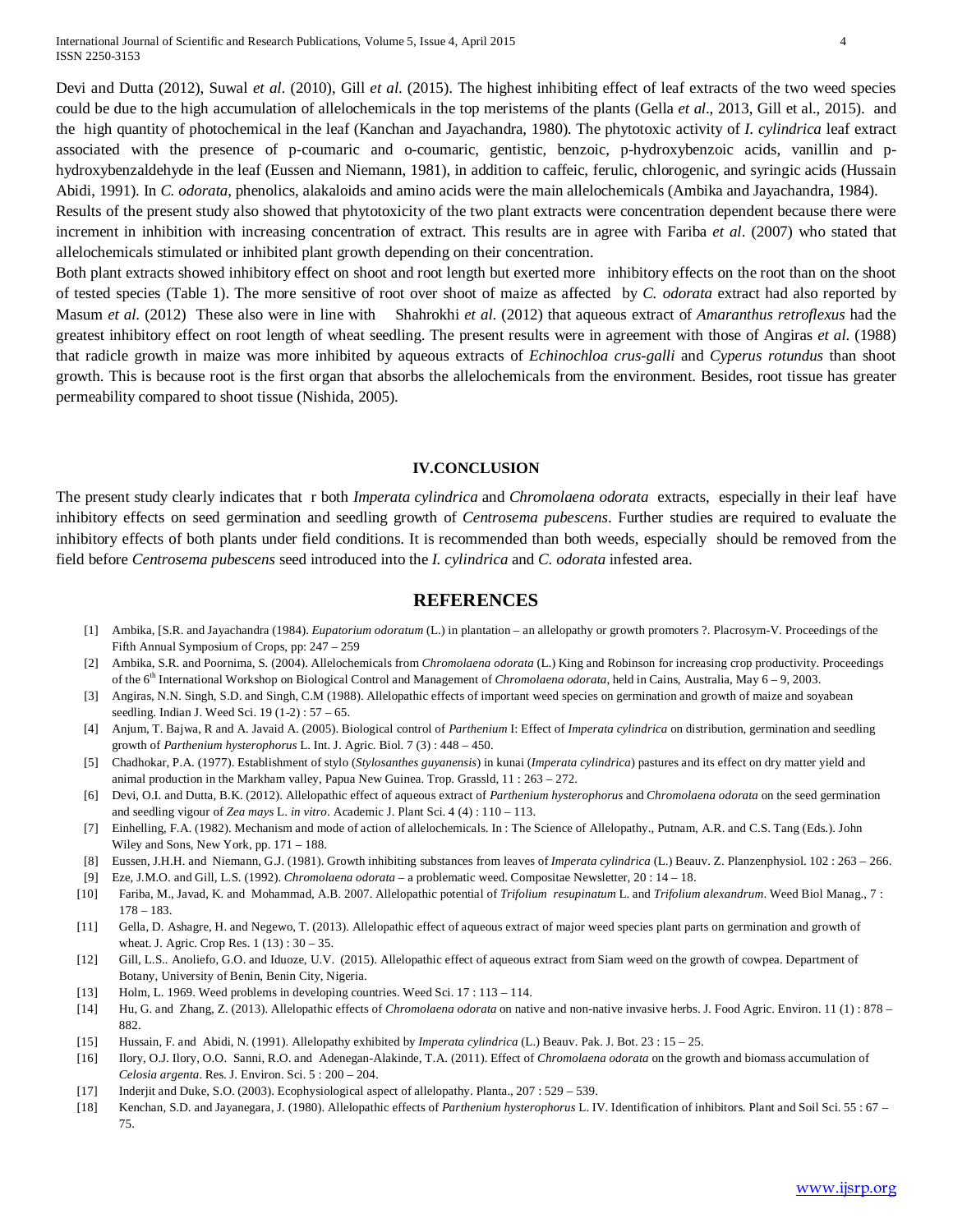Devi and Dutta (2012), Suwal *et al*. (2010), Gill *et al.* (2015). The highest inhibiting effect of leaf extracts of the two weed species could be due to the high accumulation of allelochemicals in the top meristems of the plants (Gella *et al*., 2013, Gill et al., 2015). and the high quantity of photochemical in the leaf (Kanchan and Jayachandra, 1980). The phytotoxic activity of *I. cylindrica* leaf extract associated with the presence of p-coumaric and o-coumaric, gentistic, benzoic, p-hydroxybenzoic acids, vanillin and p-hydroxybenzaldehyde in the leaf (Eussen and Niemann, 1981), in addition to caffeic, ferulic, chlorogenic, and syringic acids (Hussain Abidi, 1991). In *C. odorata,* phenolics, alakaloids and amino acids were the main allelochemicals (Ambika and Jayachandra, 1984).

Results of the present study also showed that phytotoxicity of the two plant extracts were concentration dependent because there were increment in inhibition with increasing concentration of extract. This results are in agree with Fariba *et al*. (2007) who stated that allelochemicals stimulated or inhibited plant growth depending on their concentration.

Both plant extracts showed inhibitory effect on shoot and root length but exerted more inhibitory effects on the root than on the shoot of tested species (Table 1). The more sensitive of root over shoot of maize as affected by *C. odorata* extract had also reported by Masum *et al.* (2012) These also were in line with Shahrokhi *et al.* (2012) that aqueous extract of *Amaranthus retroflexus* had the greatest inhibitory effect on root length of wheat seedling. The present results were in agreement with those of Angiras *et al.* (1988) that radicle growth in maize was more inhibited by aqueous extracts of *Echinochloa crus-galli* and *Cyperus rotundus* than shoot growth. This is because root is the first organ that absorbs the allelochemicals from the environment. Besides, root tissue has greater permeability compared to shoot tissue (Nishida, 2005).

## IV.CONCLUSION

The present study clearly indicates that r both *Imperata cylindrica* and *Chromolaena odorata* extracts, especially in their leaf have inhibitory effects on seed germination and seedling growth of *Centrosema pubescens*. Further studies are required to evaluate the inhibitory effects of both plants under field conditions. It is recommended than both weeds, especially should be removed from the field before *Centrosema pubescens* seed introduced into the *I. cylindrica* and *C. odorata* infested area.

## REFERENCES

[1] Ambika, [S.R. and Jayachandra (1984). *Eupatorium odoratum* (L.) in plantation – an allelopathy or growth promoters ?. Placrosym-V. Proceedings of the Fifth Annual Symposium of Crops, pp: 247 – 259

[2] Ambika, S.R. and Poornima, S. (2004). Allelochemicals from *Chromolaena odorata* (L.) King and Robinson for increasing crop productivity. Proceedings of the 6th International Workshop on Biological Control and Management of *Chromolaena odorata,* held in Cains, Australia, May 6 – 9, 2003.

[3] Angiras, N.N. Singh, S.D. and Singh, C.M (1988). Allelopathic effects of important weed species on germination and growth of maize and soyabean seedling. Indian J. Weed Sci. 19 (1-2) : 57 – 65.

[4] Anjum, T. Bajwa, R and A. Javaid A. (2005). Biological control of *Parthenium* I: Effect of *Imperata cylindrica* on distribution, germination and seedling growth of *Parthenium hysterophorus* L. Int. J. Agric. Biol. 7 (3) : 448 – 450.

[5] Chadhokar, P.A. (1977). Establishment of stylo (*Stylosanthes guyanensis*) in kunai (*Imperata cylindrica*) pastures and its effect on dry matter yield and animal production in the Markham valley, Papua New Guinea. Trop. Grassld, 11 : 263 – 272.

[6] Devi, O.I. and Dutta, B.K. (2012). Allelopathic effect of aqueous extract of *Parthenium hysterophorus* and *Chromolaena odorata* on the seed germination and seedling vigour of *Zea mays* L. *in vitro*. Academic J. Plant Sci. 4 (4) : 110 – 113.

[7] Einhelling, F.A. (1982). Mechanism and mode of action of allelochemicals. In : The Science of Allelopathy., Putnam, A.R. and C.S. Tang (Eds.). John Wiley and Sons, New York, pp. 171 – 188.

[8] Eussen, J.H.H. and Niemann, G.J. (1981). Growth inhibiting substances from leaves of *Imperata cylindrica* (L.) Beauv. Z. Planzenphysiol. 102 : 263 – 266.

[9] Eze, J.M.O. and Gill, L.S. (1992). *Chromolaena odorata* – a problematic weed. Compositae Newsletter, 20 : 14 – 18.

[10] Fariba, M., Javad, K. and Mohammad, A.B. 2007. Allelopathic potential of *Trifolium resupinatum* L. and *Trifolium alexandrum*. Weed Biol Manag., 7 : 178 – 183.

[11] Gella, D. Ashagre, H. and Negewo, T. (2013). Allelopathic effect of aqueous extract of major weed species plant parts on germination and growth of wheat. J. Agric. Crop Res. 1 (13) : 30 – 35.

[12] Gill, L.S.. Anoliefo, G.O. and Iduoze, U.V. (2015). Allelopathic effect of aqueous extract from Siam weed on the growth of cowpea. Department of Botany, University of Benin, Benin City, Nigeria.

[13] Holm, L. 1969. Weed problems in developing countries. Weed Sci. 17 : 113 – 114.

[14] Hu, G. and Zhang, Z. (2013). Allelopathic effects of *Chromolaena odorata* on native and non-native invasive herbs. J. Food Agric. Environ. 11 (1) : 878 – 882.

[15] Hussain, F. and Abidi, N. (1991). Allelopathy exhibited by *Imperata cylindrica* (L.) Beauv. Pak. J. Bot. 23 : 15 – 25.

[16] Ilory, O.J. Ilory, O.O. Sanni, R.O. and Adenegan-Alakinde, T.A. (2011). Effect of *Chromolaena odorata* on the growth and biomass accumulation of *Celosia argenta*. Res. J. Environ. Sci. 5 : 200 – 204.

[17] Inderjit and Duke, S.O. (2003). Ecophysiological aspect of allelopathy. Planta., 207 : 529 – 539.

[18] Kenchan, S.D. and Jayanegara, J. (1980). Allelopathic effects of *Parthenium hysterophorus* L. IV. Identification of inhibitors. Plant and Soil Sci. 55 : 67 – 75.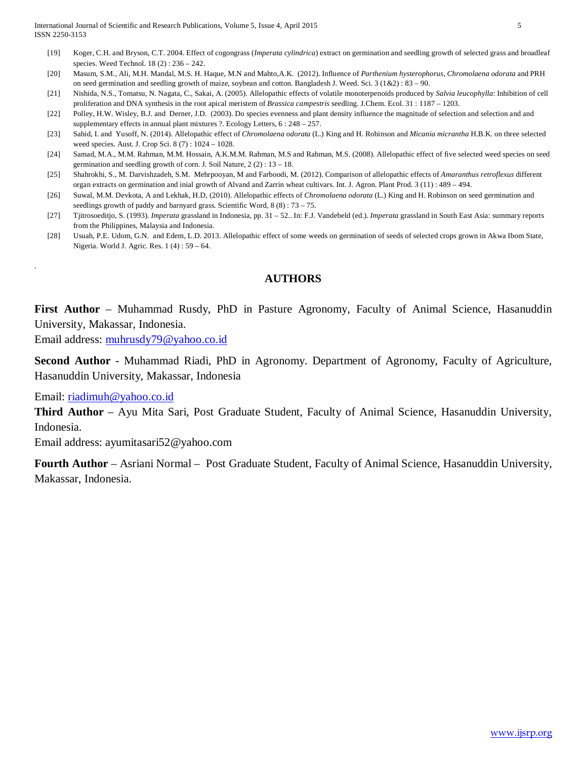[19] Koger, C.H. and Bryson, C.T. 2004. Effect of cogongrass (*Imperata cylindrica*) extract on germination and seedling growth of selected grass and broadleaf species. Weed Technol. 18 (2) : 236 – 242.

[20] Masum, S.M., Ali, M.H. Mandal, M.S. H. Haque, M.N and Mahto,A.K. (2012). Influence of *Parthenium hysterophorus*, *Chromolaena odorata* and PRH on seed germination and seedling growth of maize, soybean and cotton. Bangladesh J. Weed. Sci. 3 (1&2) : 83 – 90.

[21] Nishida, N.S., Tomatsu, N. Nagata, C., Sakai, A. (2005). Allelopathic effects of volatile monoterpenoids produced by *Salvia leucophylla*: Inhibition of cell proliferation and DNA synthesis in the root apical meristem of *Brassica campestris* seedling. J.Chem. Ecol. 31 : 1187 – 1203.

[22] Polley, H.W. Wisley, B.J. and Derner, J.D. (2003). Do species evenness and plant density influence the magnitude of selection and selection and and supplementary effects in annual plant mixtures ?. Ecology Letters, 6 : 248 – 257.

[23] Sahid, I. and Yusoff, N. (2014). Allelopathic effect of *Chromolaena odorata* (L.) King and H. Robinson and *Micania micrantha* H.B.K. on three selected weed species. Aust. J. Crop Sci. 8 (7) : 1024 – 1028.

[24] Samad, M.A., M.M. Rahman, M.M. Hossain, A.K.M.M. Rahman, M.S and Rahman, M.S. (2008). Allelopathic effect of five selected weed species on seed germination and seedling growth of corn. J. Soil Nature, 2 (2) : 13 – 18.

[25] Shahrokhi, S., M. Darvishzadeh, S.M. Mehrpooyan, M and Farboodi, M. (2012). Comparison of allelopathic effects of *Amaranthus retroflexus* different organ extracts on germination and inial growth of Alvand and Zarrin wheat cultivars. Int. J. Agron. Plant Prod. 3 (11) : 489 – 494.

[26] Suwal, M.M. Devkota, A and Lekhak, H.D, (2010). Allelopathic effects of *Chromolaena odorata* (L.) King and H. Robinson on seed germination and seedlings growth of paddy and barnyard grass. Scientific Word, 8 (8) : 73 – 75.

[27] Tjitrosoeditjo, S. (1993). *Imperata* grassland in Indonesia, pp. 31 – 52.. In: F.J. Vandebeld (ed.). *Imperata* grassland in South East Asia: summary reports from the Philippines, Malaysia and Indonesia.

[28] Usuah, P.E. Udom, G.N. and Edem, L.D. 2013. Allelopathic effect of some weeds on germination of seeds of selected crops grown in Akwa Ibom State, Nigeria. World J. Agric. Res. 1 (4) : 59 – 64.

## AUTHORS

**First Author** – Muhammad Rusdy, PhD in Pasture Agronomy, Faculty of Animal Science, Hasanuddin University, Makassar, Indonesia.
Email address: muhrusdy79@yahoo.co.id

**Second Author** - Muhammad Riadi, PhD in Agronomy. Department of Agronomy, Faculty of Agriculture, Hasanuddin University, Makassar, Indonesia

Email: riadimuh@yahoo.co.id

**Third Author** – Ayu Mita Sari, Post Graduate Student, Faculty of Animal Science, Hasanuddin University, Indonesia.
Email address: ayumitasari52@yahoo.com

**Fourth Author** – Asriani Normal – Post Graduate Student, Faculty of Animal Science, Hasanuddin University, Makassar, Indonesia.